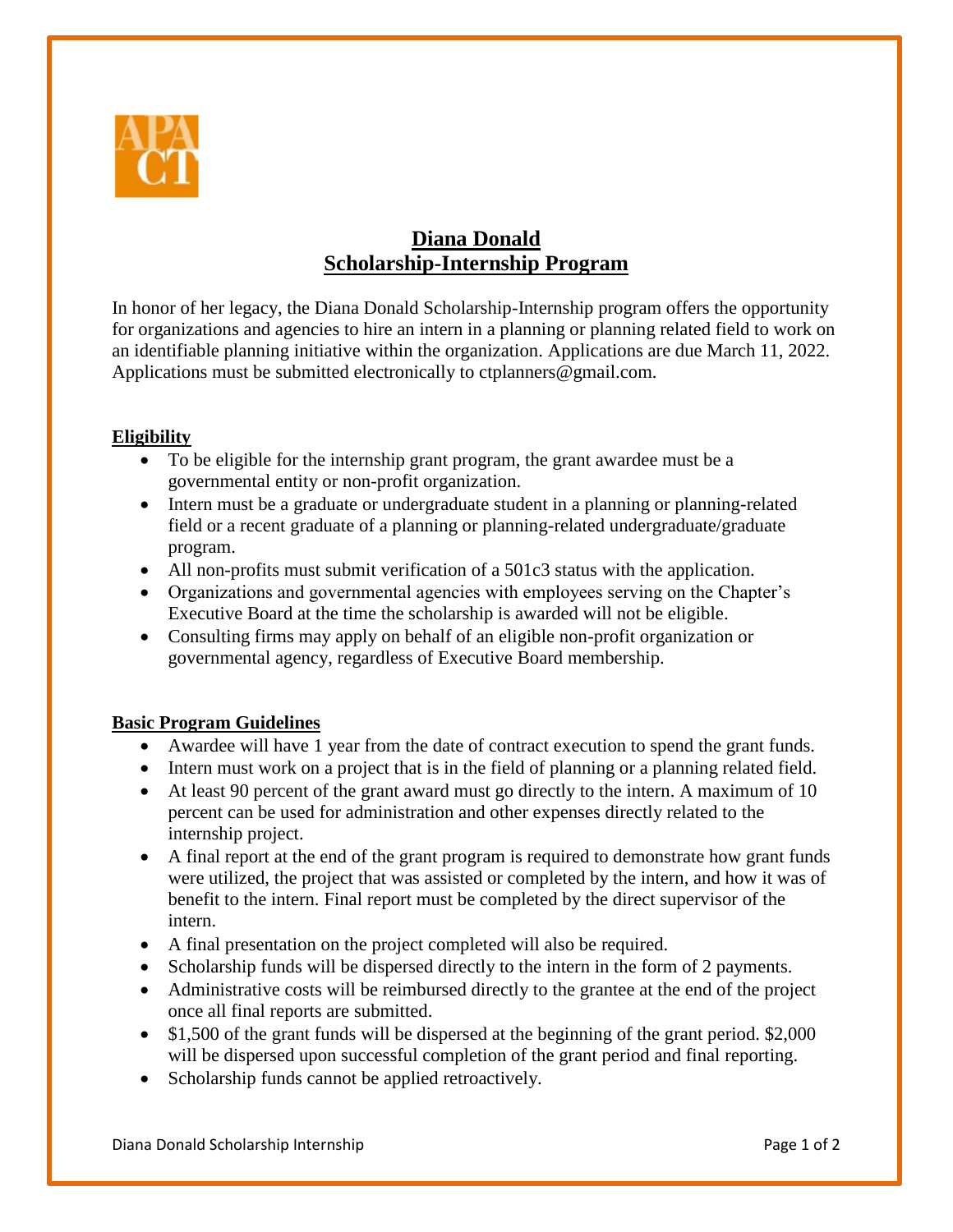# Diana Donald
# Scholarship-Internship Program

In honor of her legacy, the Diana Donald Scholarship-Internship program offers the opportunity for organizations and agencies to hire an intern in a planning or planning related field to work on an identifiable planning initiative within the organization. Applications are due March 11, 2022. Applications must be submitted electronically to ctplanners@gmail.com.

## Eligibility

- To be eligible for the internship grant program, the grant awardee must be a governmental entity or non-profit organization.
- Intern must be a graduate or undergraduate student in a planning or planning-related field or a recent graduate of a planning or planning-related undergraduate/graduate program.
- All non-profits must submit verification of a 501c3 status with the application.
- Organizations and governmental agencies with employees serving on the Chapter's Executive Board at the time the scholarship is awarded will not be eligible.
- Consulting firms may apply on behalf of an eligible non-profit organization or governmental agency, regardless of Executive Board membership.

## Basic Program Guidelines

- Awardee will have 1 year from the date of contract execution to spend the grant funds.
- Intern must work on a project that is in the field of planning or a planning related field.
- At least 90 percent of the grant award must go directly to the intern. A maximum of 10 percent can be used for administration and other expenses directly related to the internship project.
- A final report at the end of the grant program is required to demonstrate how grant funds were utilized, the project that was assisted or completed by the intern, and how it was of benefit to the intern. Final report must be completed by the direct supervisor of the intern.
- A final presentation on the project completed will also be required.
- Scholarship funds will be dispersed directly to the intern in the form of 2 payments.
- Administrative costs will be reimbursed directly to the grantee at the end of the project once all final reports are submitted.
- $1,500 of the grant funds will be dispersed at the beginning of the grant period. $2,000 will be dispersed upon successful completion of the grant period and final reporting.
- Scholarship funds cannot be applied retroactively.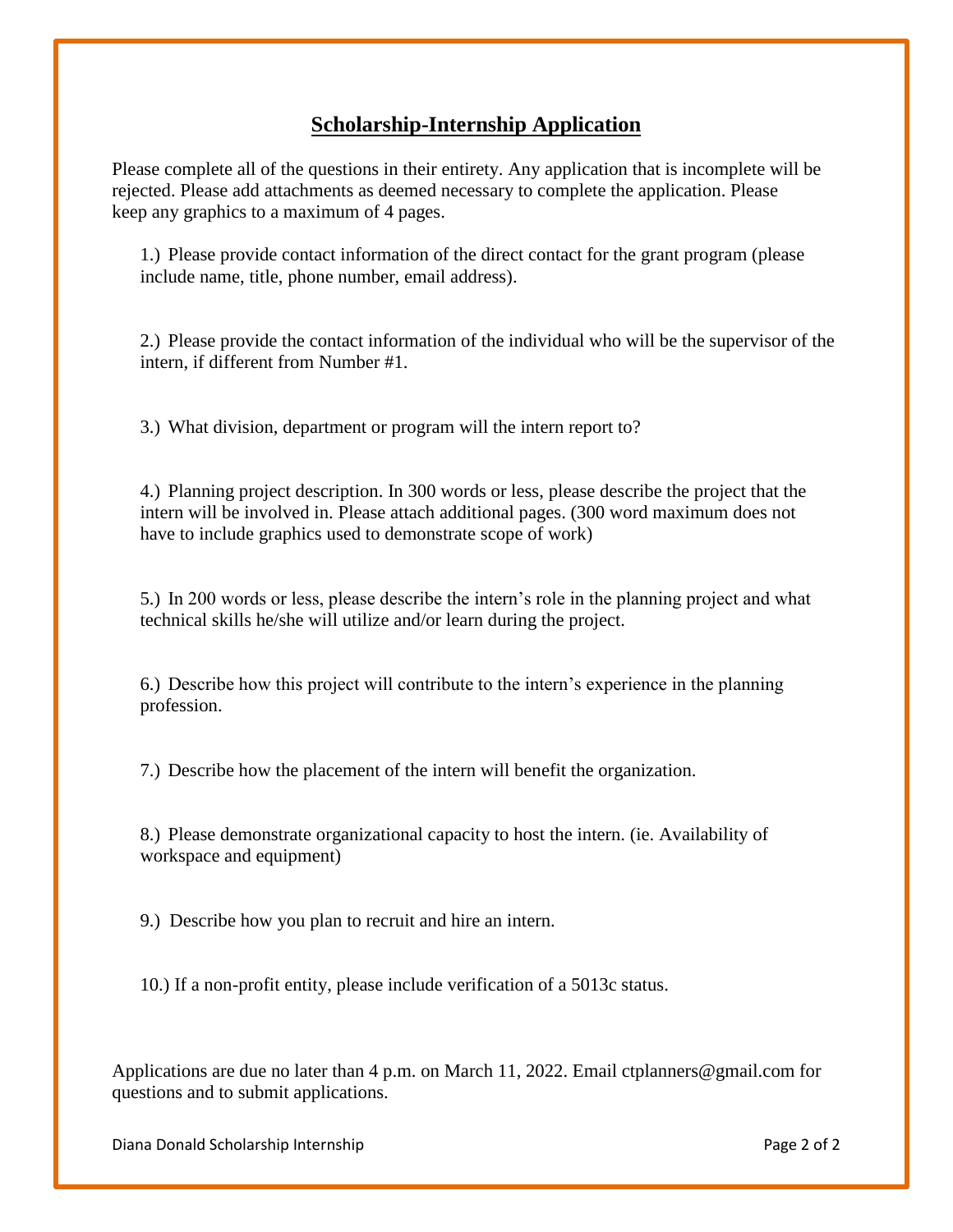# Scholarship-Internship Application

Please complete all of the questions in their entirety. Any application that is incomplete will be rejected. Please add attachments as deemed necessary to complete the application. Please keep any graphics to a maximum of 4 pages.

1.) Please provide contact information of the direct contact for the grant program (please include name, title, phone number, email address).

2.) Please provide the contact information of the individual who will be the supervisor of the intern, if different from Number #1.

3.) What division, department or program will the intern report to?

4.) Planning project description. In 300 words or less, please describe the project that the intern will be involved in. Please attach additional pages. (300 word maximum does not have to include graphics used to demonstrate scope of work)

5.) In 200 words or less, please describe the intern's role in the planning project and what technical skills he/she will utilize and/or learn during the project.

6.) Describe how this project will contribute to the intern's experience in the planning profession.

7.) Describe how the placement of the intern will benefit the organization.

8.) Please demonstrate organizational capacity to host the intern. (ie. Availability of workspace and equipment)

9.) Describe how you plan to recruit and hire an intern.

10.) If a non-profit entity, please include verification of a 5013c status.

Applications are due no later than 4 p.m. on March 11, 2022. Email ctplanners@gmail.com for questions and to submit applications.